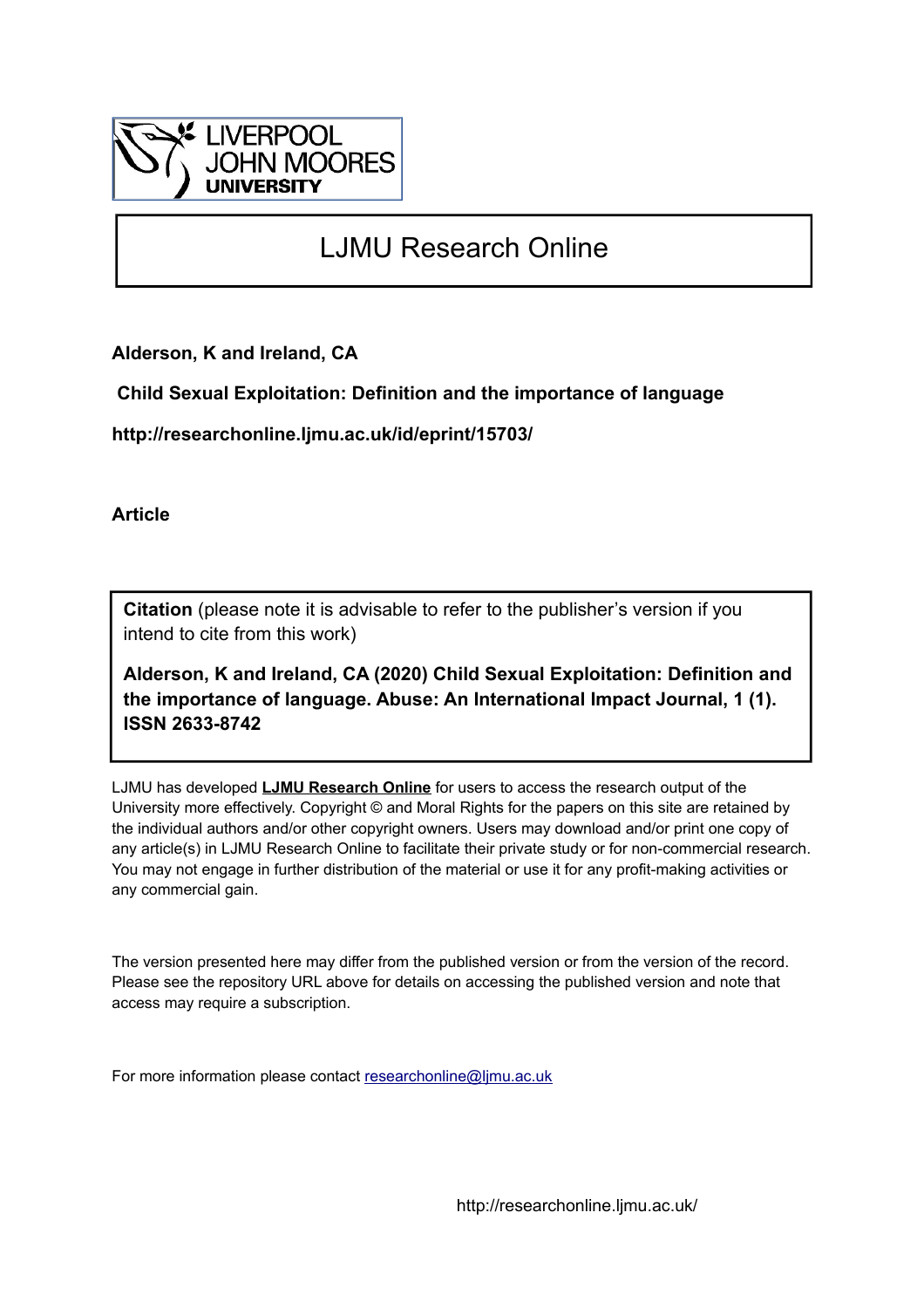LIVERPOOL JOHN MOORES UNIVERSITY

# LJMU Research Online

**Alderson, K and Ireland, CA**

**Child Sexual Exploitation: Definition and the importance of language**

**http://researchonline.ljmu.ac.uk/id/eprint/15703/**

**Article**

**Citation** (please note it is advisable to refer to the publisher's version if you intend to cite from this work)

**Alderson, K and Ireland, CA (2020) Child Sexual Exploitation: Definition and the importance of language. Abuse: An International Impact Journal, 1 (1). ISSN 2633-8742**

LJMU has developed **LJMU Research Online** for users to access the research output of the University more effectively. Copyright © and Moral Rights for the papers on this site are retained by the individual authors and/or other copyright owners. Users may download and/or print one copy of any article(s) in LJMU Research Online to facilitate their private study or for non-commercial research. You may not engage in further distribution of the material or use it for any profit-making activities or any commercial gain.

The version presented here may differ from the published version or from the version of the record. Please see the repository URL above for details on accessing the published version and note that access may require a subscription.

For more information please contact researchonline@ljmu.ac.uk

http://researchonline.ljmu.ac.uk/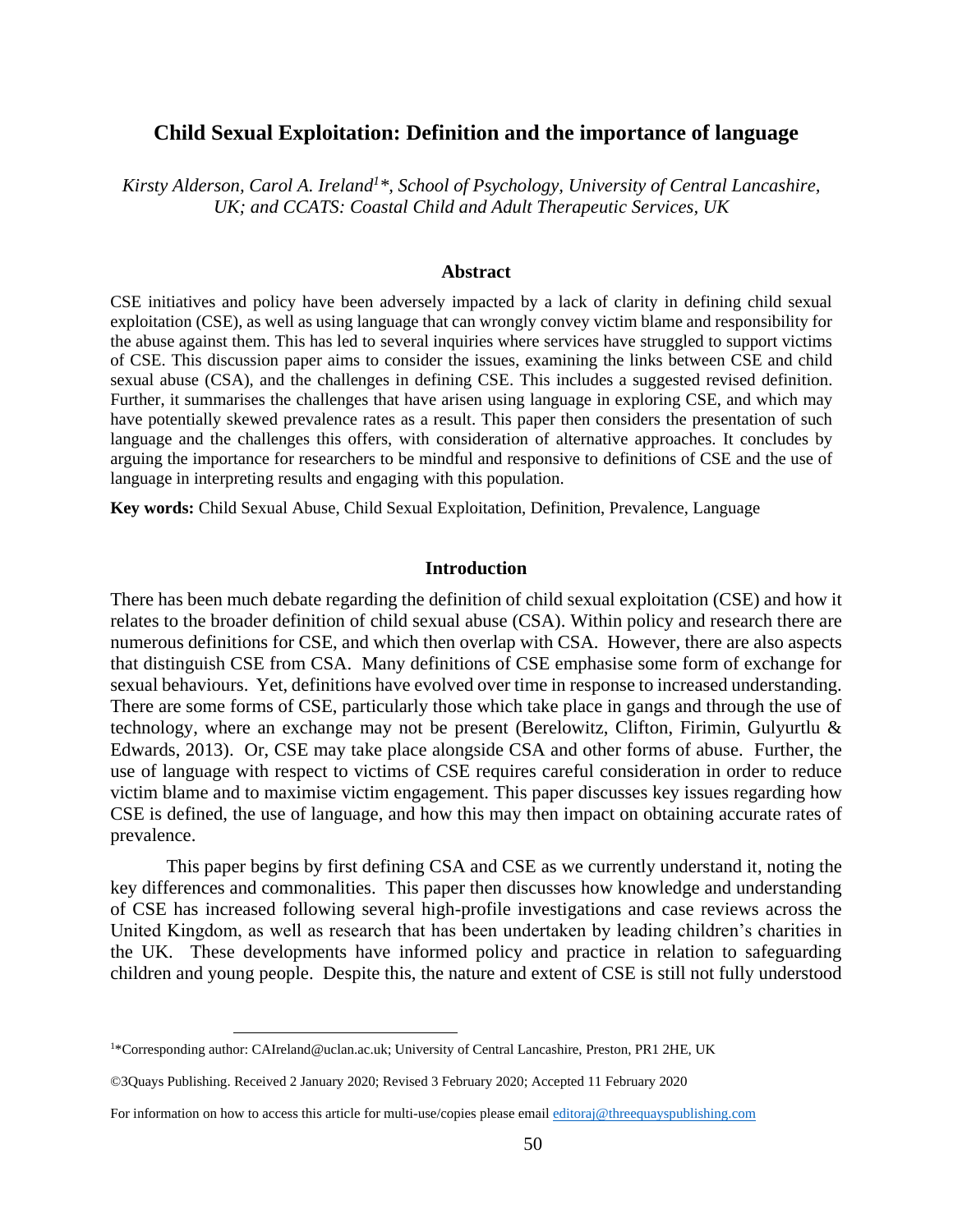# Child Sexual Exploitation: Definition and the importance of language

*Kirsty Alderson, Carol A. Ireland[1]\*, School of Psychology, University of Central Lancashire, UK; and CCATS: Coastal Child and Adult Therapeutic Services, UK*

## Abstract

CSE initiatives and policy have been adversely impacted by a lack of clarity in defining child sexual exploitation (CSE), as well as using language that can wrongly convey victim blame and responsibility for the abuse against them. This has led to several inquiries where services have struggled to support victims of CSE. This discussion paper aims to consider the issues, examining the links between CSE and child sexual abuse (CSA), and the challenges in defining CSE. This includes a suggested revised definition. Further, it summarises the challenges that have arisen using language in exploring CSE, and which may have potentially skewed prevalence rates as a result. This paper then considers the presentation of such language and the challenges this offers, with consideration of alternative approaches. It concludes by arguing the importance for researchers to be mindful and responsive to definitions of CSE and the use of language in interpreting results and engaging with this population.

**Key words:** Child Sexual Abuse, Child Sexual Exploitation, Definition, Prevalence, Language

## Introduction

There has been much debate regarding the definition of child sexual exploitation (CSE) and how it relates to the broader definition of child sexual abuse (CSA). Within policy and research there are numerous definitions for CSE, and which then overlap with CSA. However, there are also aspects that distinguish CSE from CSA. Many definitions of CSE emphasise some form of exchange for sexual behaviours. Yet, definitions have evolved over time in response to increased understanding. There are some forms of CSE, particularly those which take place in gangs and through the use of technology, where an exchange may not be present (Berelowitz, Clifton, Firimin, Gulyurtlu & Edwards, 2013). Or, CSE may take place alongside CSA and other forms of abuse. Further, the use of language with respect to victims of CSE requires careful consideration in order to reduce victim blame and to maximise victim engagement. This paper discusses key issues regarding how CSE is defined, the use of language, and how this may then impact on obtaining accurate rates of prevalence.

This paper begins by first defining CSA and CSE as we currently understand it, noting the key differences and commonalities. This paper then discusses how knowledge and understanding of CSE has increased following several high-profile investigations and case reviews across the United Kingdom, as well as research that has been undertaken by leading children's charities in the UK. These developments have informed policy and practice in relation to safeguarding children and young people. Despite this, the nature and extent of CSE is still not fully understood

---

[1]\*Corresponding author: CAIreland@uclan.ac.uk; University of Central Lancashire, Preston, PR1 2HE, UK

©3Quays Publishing. Received 2 January 2020; Revised 3 February 2020; Accepted 11 February 2020

For information on how to access this article for multi-use/copies please email editoraj@threequayspublishing.com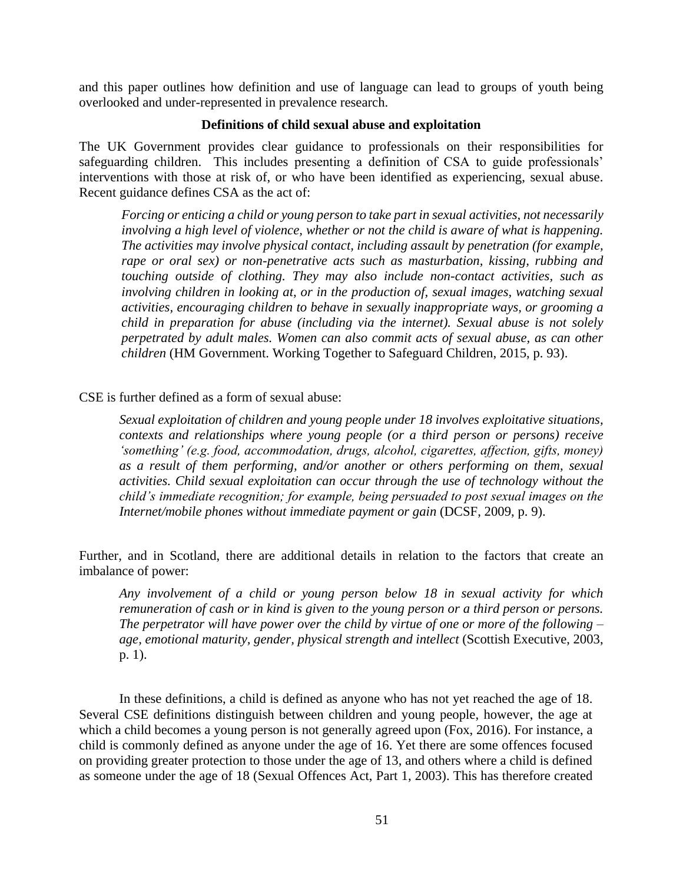and this paper outlines how definition and use of language can lead to groups of youth being overlooked and under-represented in prevalence research.

## Definitions of child sexual abuse and exploitation

The UK Government provides clear guidance to professionals on their responsibilities for safeguarding children. This includes presenting a definition of CSA to guide professionals' interventions with those at risk of, or who have been identified as experiencing, sexual abuse. Recent guidance defines CSA as the act of:

> *Forcing or enticing a child or young person to take part in sexual activities, not necessarily involving a high level of violence, whether or not the child is aware of what is happening. The activities may involve physical contact, including assault by penetration (for example, rape or oral sex) or non-penetrative acts such as masturbation, kissing, rubbing and touching outside of clothing. They may also include non-contact activities, such as involving children in looking at, or in the production of, sexual images, watching sexual activities, encouraging children to behave in sexually inappropriate ways, or grooming a child in preparation for abuse (including via the internet). Sexual abuse is not solely perpetrated by adult males. Women can also commit acts of sexual abuse, as can other children* (HM Government. Working Together to Safeguard Children, 2015, p. 93).

CSE is further defined as a form of sexual abuse:

> *Sexual exploitation of children and young people under 18 involves exploitative situations, contexts and relationships where young people (or a third person or persons) receive 'something' (e.g. food, accommodation, drugs, alcohol, cigarettes, affection, gifts, money) as a result of them performing, and/or another or others performing on them, sexual activities. Child sexual exploitation can occur through the use of technology without the child's immediate recognition; for example, being persuaded to post sexual images on the Internet/mobile phones without immediate payment or gain* (DCSF, 2009, p. 9).

Further, and in Scotland, there are additional details in relation to the factors that create an imbalance of power:

> *Any involvement of a child or young person below 18 in sexual activity for which remuneration of cash or in kind is given to the young person or a third person or persons. The perpetrator will have power over the child by virtue of one or more of the following – age, emotional maturity, gender, physical strength and intellect* (Scottish Executive, 2003, p. 1).

In these definitions, a child is defined as anyone who has not yet reached the age of 18. Several CSE definitions distinguish between children and young people, however, the age at which a child becomes a young person is not generally agreed upon (Fox, 2016). For instance, a child is commonly defined as anyone under the age of 16. Yet there are some offences focused on providing greater protection to those under the age of 13, and others where a child is defined as someone under the age of 18 (Sexual Offences Act, Part 1, 2003). This has therefore created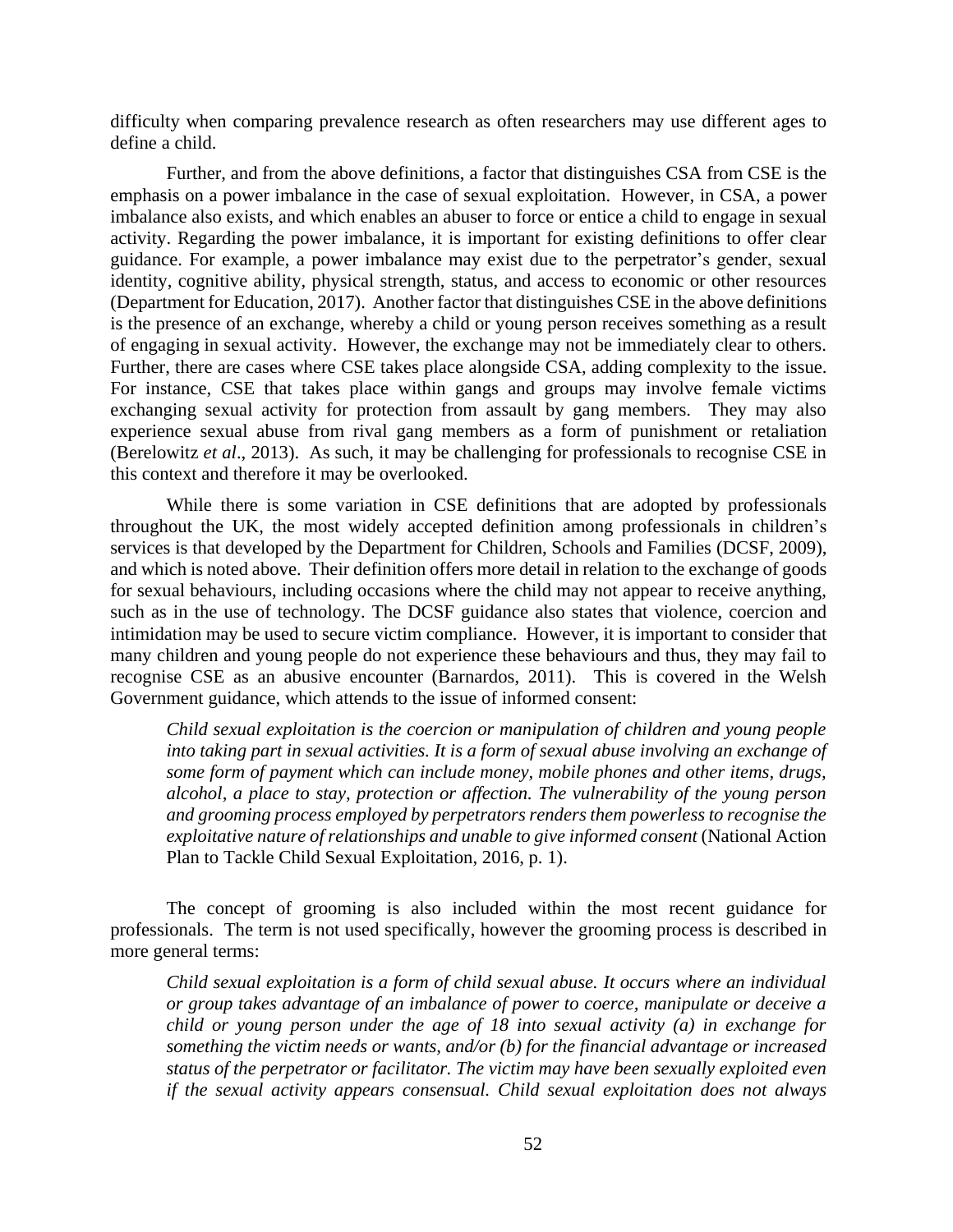difficulty when comparing prevalence research as often researchers may use different ages to define a child.

Further, and from the above definitions, a factor that distinguishes CSA from CSE is the emphasis on a power imbalance in the case of sexual exploitation. However, in CSA, a power imbalance also exists, and which enables an abuser to force or entice a child to engage in sexual activity. Regarding the power imbalance, it is important for existing definitions to offer clear guidance. For example, a power imbalance may exist due to the perpetrator's gender, sexual identity, cognitive ability, physical strength, status, and access to economic or other resources (Department for Education, 2017). Another factor that distinguishes CSE in the above definitions is the presence of an exchange, whereby a child or young person receives something as a result of engaging in sexual activity. However, the exchange may not be immediately clear to others. Further, there are cases where CSE takes place alongside CSA, adding complexity to the issue. For instance, CSE that takes place within gangs and groups may involve female victims exchanging sexual activity for protection from assault by gang members. They may also experience sexual abuse from rival gang members as a form of punishment or retaliation (Berelowitz *et al*., 2013). As such, it may be challenging for professionals to recognise CSE in this context and therefore it may be overlooked.

While there is some variation in CSE definitions that are adopted by professionals throughout the UK, the most widely accepted definition among professionals in children's services is that developed by the Department for Children, Schools and Families (DCSF, 2009), and which is noted above. Their definition offers more detail in relation to the exchange of goods for sexual behaviours, including occasions where the child may not appear to receive anything, such as in the use of technology. The DCSF guidance also states that violence, coercion and intimidation may be used to secure victim compliance. However, it is important to consider that many children and young people do not experience these behaviours and thus, they may fail to recognise CSE as an abusive encounter (Barnardos, 2011). This is covered in the Welsh Government guidance, which attends to the issue of informed consent:

> *Child sexual exploitation is the coercion or manipulation of children and young people into taking part in sexual activities. It is a form of sexual abuse involving an exchange of some form of payment which can include money, mobile phones and other items, drugs, alcohol, a place to stay, protection or affection. The vulnerability of the young person and grooming process employed by perpetrators renders them powerless to recognise the exploitative nature of relationships and unable to give informed consent* (National Action Plan to Tackle Child Sexual Exploitation, 2016, p. 1).

The concept of grooming is also included within the most recent guidance for professionals. The term is not used specifically, however the grooming process is described in more general terms:

> *Child sexual exploitation is a form of child sexual abuse. It occurs where an individual or group takes advantage of an imbalance of power to coerce, manipulate or deceive a child or young person under the age of 18 into sexual activity (a) in exchange for something the victim needs or wants, and/or (b) for the financial advantage or increased status of the perpetrator or facilitator. The victim may have been sexually exploited even if the sexual activity appears consensual. Child sexual exploitation does not always*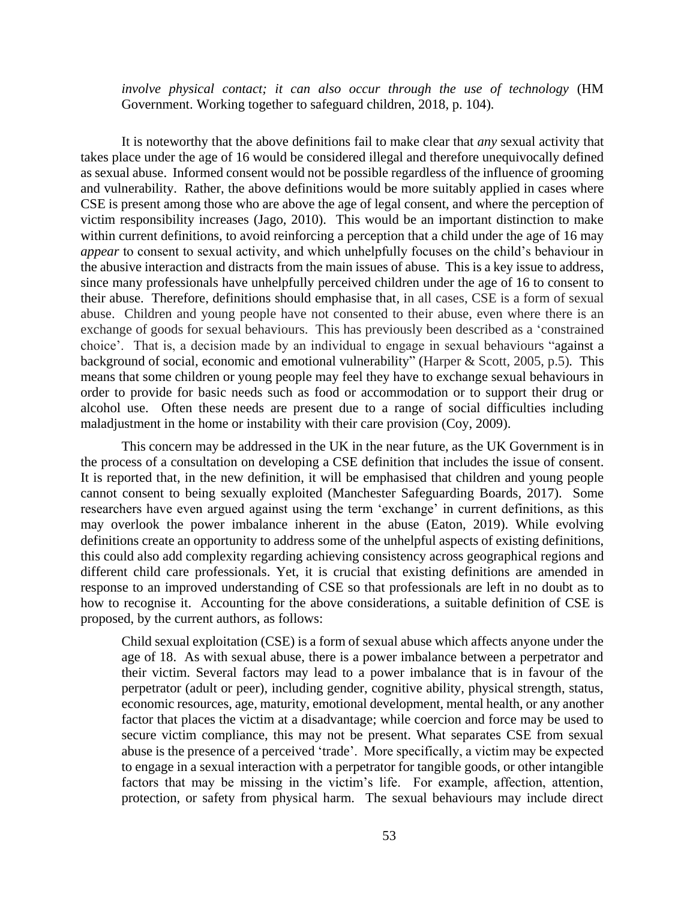*involve physical contact; it can also occur through the use of technology* (HM Government. Working together to safeguard children, 2018, p. 104).

It is noteworthy that the above definitions fail to make clear that *any* sexual activity that takes place under the age of 16 would be considered illegal and therefore unequivocally defined as sexual abuse. Informed consent would not be possible regardless of the influence of grooming and vulnerability. Rather, the above definitions would be more suitably applied in cases where CSE is present among those who are above the age of legal consent, and where the perception of victim responsibility increases (Jago, 2010). This would be an important distinction to make within current definitions, to avoid reinforcing a perception that a child under the age of 16 may *appear* to consent to sexual activity, and which unhelpfully focuses on the child's behaviour in the abusive interaction and distracts from the main issues of abuse. This is a key issue to address, since many professionals have unhelpfully perceived children under the age of 16 to consent to their abuse. Therefore, definitions should emphasise that, in all cases, CSE is a form of sexual abuse. Children and young people have not consented to their abuse, even where there is an exchange of goods for sexual behaviours. This has previously been described as a 'constrained choice'. That is, a decision made by an individual to engage in sexual behaviours "against a background of social, economic and emotional vulnerability" (Harper & Scott, 2005, p.5). This means that some children or young people may feel they have to exchange sexual behaviours in order to provide for basic needs such as food or accommodation or to support their drug or alcohol use. Often these needs are present due to a range of social difficulties including maladjustment in the home or instability with their care provision (Coy, 2009).

This concern may be addressed in the UK in the near future, as the UK Government is in the process of a consultation on developing a CSE definition that includes the issue of consent. It is reported that, in the new definition, it will be emphasised that children and young people cannot consent to being sexually exploited (Manchester Safeguarding Boards, 2017). Some researchers have even argued against using the term 'exchange' in current definitions, as this may overlook the power imbalance inherent in the abuse (Eaton, 2019). While evolving definitions create an opportunity to address some of the unhelpful aspects of existing definitions, this could also add complexity regarding achieving consistency across geographical regions and different child care professionals. Yet, it is crucial that existing definitions are amended in response to an improved understanding of CSE so that professionals are left in no doubt as to how to recognise it. Accounting for the above considerations, a suitable definition of CSE is proposed, by the current authors, as follows:

> Child sexual exploitation (CSE) is a form of sexual abuse which affects anyone under the age of 18. As with sexual abuse, there is a power imbalance between a perpetrator and their victim. Several factors may lead to a power imbalance that is in favour of the perpetrator (adult or peer), including gender, cognitive ability, physical strength, status, economic resources, age, maturity, emotional development, mental health, or any another factor that places the victim at a disadvantage; while coercion and force may be used to secure victim compliance, this may not be present. What separates CSE from sexual abuse is the presence of a perceived 'trade'. More specifically, a victim may be expected to engage in a sexual interaction with a perpetrator for tangible goods, or other intangible factors that may be missing in the victim's life. For example, affection, attention, protection, or safety from physical harm. The sexual behaviours may include direct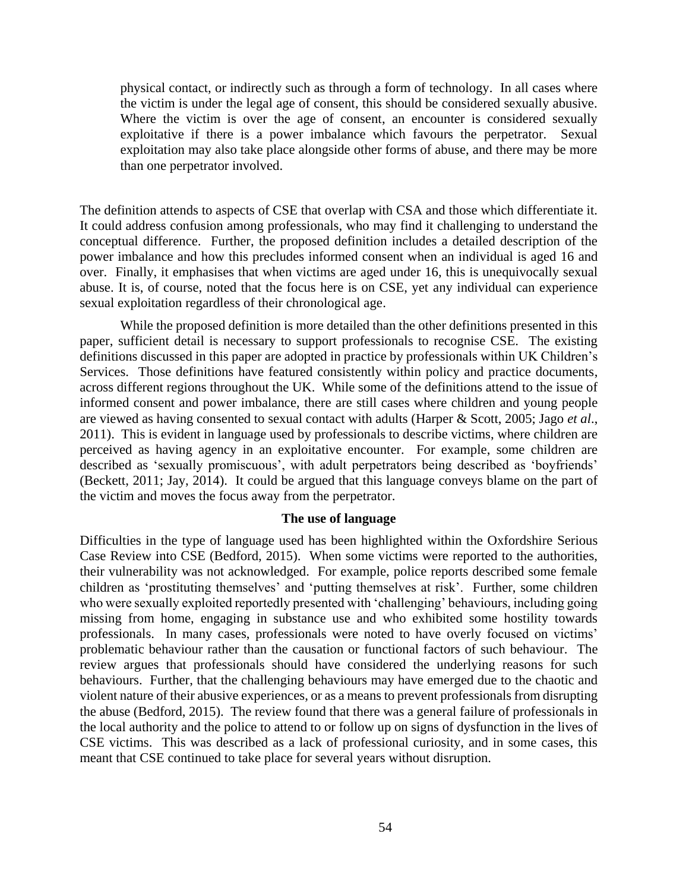> physical contact, or indirectly such as through a form of technology. In all cases where the victim is under the legal age of consent, this should be considered sexually abusive. Where the victim is over the age of consent, an encounter is considered sexually exploitative if there is a power imbalance which favours the perpetrator. Sexual exploitation may also take place alongside other forms of abuse, and there may be more than one perpetrator involved.

The definition attends to aspects of CSE that overlap with CSA and those which differentiate it. It could address confusion among professionals, who may find it challenging to understand the conceptual difference. Further, the proposed definition includes a detailed description of the power imbalance and how this precludes informed consent when an individual is aged 16 and over. Finally, it emphasises that when victims are aged under 16, this is unequivocally sexual abuse. It is, of course, noted that the focus here is on CSE, yet any individual can experience sexual exploitation regardless of their chronological age.

While the proposed definition is more detailed than the other definitions presented in this paper, sufficient detail is necessary to support professionals to recognise CSE. The existing definitions discussed in this paper are adopted in practice by professionals within UK Children's Services. Those definitions have featured consistently within policy and practice documents, across different regions throughout the UK. While some of the definitions attend to the issue of informed consent and power imbalance, there are still cases where children and young people are viewed as having consented to sexual contact with adults (Harper & Scott, 2005; Jago *et al.*, 2011). This is evident in language used by professionals to describe victims, where children are perceived as having agency in an exploitative encounter. For example, some children are described as 'sexually promiscuous', with adult perpetrators being described as 'boyfriends' (Beckett, 2011; Jay, 2014). It could be argued that this language conveys blame on the part of the victim and moves the focus away from the perpetrator.

## The use of language

Difficulties in the type of language used has been highlighted within the Oxfordshire Serious Case Review into CSE (Bedford, 2015). When some victims were reported to the authorities, their vulnerability was not acknowledged. For example, police reports described some female children as 'prostituting themselves' and 'putting themselves at risk'. Further, some children who were sexually exploited reportedly presented with 'challenging' behaviours, including going missing from home, engaging in substance use and who exhibited some hostility towards professionals. In many cases, professionals were noted to have overly focused on victims' problematic behaviour rather than the causation or functional factors of such behaviour. The review argues that professionals should have considered the underlying reasons for such behaviours. Further, that the challenging behaviours may have emerged due to the chaotic and violent nature of their abusive experiences, or as a means to prevent professionals from disrupting the abuse (Bedford, 2015). The review found that there was a general failure of professionals in the local authority and the police to attend to or follow up on signs of dysfunction in the lives of CSE victims. This was described as a lack of professional curiosity, and in some cases, this meant that CSE continued to take place for several years without disruption.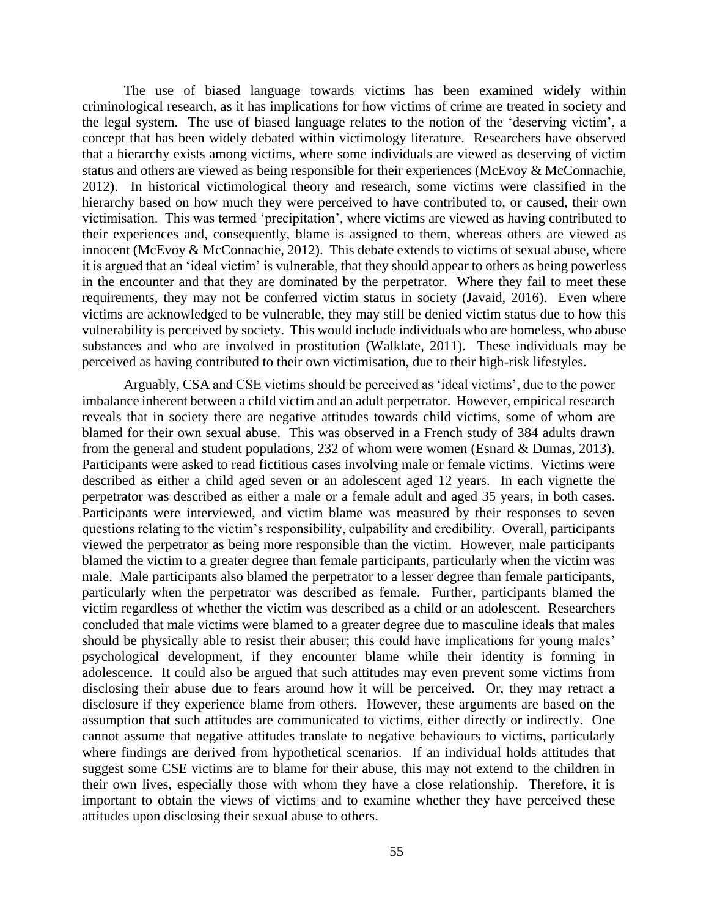The use of biased language towards victims has been examined widely within criminological research, as it has implications for how victims of crime are treated in society and the legal system. The use of biased language relates to the notion of the 'deserving victim', a concept that has been widely debated within victimology literature. Researchers have observed that a hierarchy exists among victims, where some individuals are viewed as deserving of victim status and others are viewed as being responsible for their experiences (McEvoy & McConnachie, 2012). In historical victimological theory and research, some victims were classified in the hierarchy based on how much they were perceived to have contributed to, or caused, their own victimisation. This was termed 'precipitation', where victims are viewed as having contributed to their experiences and, consequently, blame is assigned to them, whereas others are viewed as innocent (McEvoy & McConnachie, 2012). This debate extends to victims of sexual abuse, where it is argued that an 'ideal victim' is vulnerable, that they should appear to others as being powerless in the encounter and that they are dominated by the perpetrator. Where they fail to meet these requirements, they may not be conferred victim status in society (Javaid, 2016). Even where victims are acknowledged to be vulnerable, they may still be denied victim status due to how this vulnerability is perceived by society. This would include individuals who are homeless, who abuse substances and who are involved in prostitution (Walklate, 2011). These individuals may be perceived as having contributed to their own victimisation, due to their high-risk lifestyles.

Arguably, CSA and CSE victims should be perceived as 'ideal victims', due to the power imbalance inherent between a child victim and an adult perpetrator. However, empirical research reveals that in society there are negative attitudes towards child victims, some of whom are blamed for their own sexual abuse. This was observed in a French study of 384 adults drawn from the general and student populations, 232 of whom were women (Esnard & Dumas, 2013). Participants were asked to read fictitious cases involving male or female victims. Victims were described as either a child aged seven or an adolescent aged 12 years. In each vignette the perpetrator was described as either a male or a female adult and aged 35 years, in both cases. Participants were interviewed, and victim blame was measured by their responses to seven questions relating to the victim's responsibility, culpability and credibility. Overall, participants viewed the perpetrator as being more responsible than the victim. However, male participants blamed the victim to a greater degree than female participants, particularly when the victim was male. Male participants also blamed the perpetrator to a lesser degree than female participants, particularly when the perpetrator was described as female. Further, participants blamed the victim regardless of whether the victim was described as a child or an adolescent. Researchers concluded that male victims were blamed to a greater degree due to masculine ideals that males should be physically able to resist their abuser; this could have implications for young males' psychological development, if they encounter blame while their identity is forming in adolescence. It could also be argued that such attitudes may even prevent some victims from disclosing their abuse due to fears around how it will be perceived. Or, they may retract a disclosure if they experience blame from others. However, these arguments are based on the assumption that such attitudes are communicated to victims, either directly or indirectly. One cannot assume that negative attitudes translate to negative behaviours to victims, particularly where findings are derived from hypothetical scenarios. If an individual holds attitudes that suggest some CSE victims are to blame for their abuse, this may not extend to the children in their own lives, especially those with whom they have a close relationship. Therefore, it is important to obtain the views of victims and to examine whether they have perceived these attitudes upon disclosing their sexual abuse to others.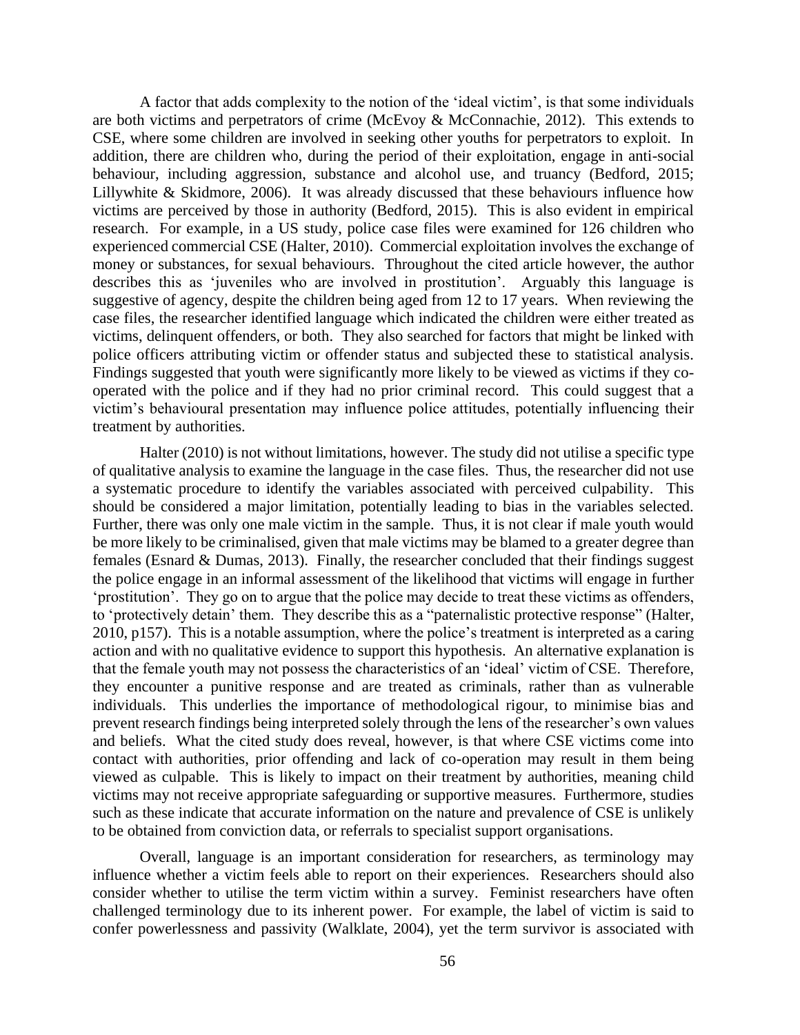A factor that adds complexity to the notion of the 'ideal victim', is that some individuals are both victims and perpetrators of crime (McEvoy & McConnachie, 2012). This extends to CSE, where some children are involved in seeking other youths for perpetrators to exploit. In addition, there are children who, during the period of their exploitation, engage in anti-social behaviour, including aggression, substance and alcohol use, and truancy (Bedford, 2015; Lillywhite & Skidmore, 2006). It was already discussed that these behaviours influence how victims are perceived by those in authority (Bedford, 2015). This is also evident in empirical research. For example, in a US study, police case files were examined for 126 children who experienced commercial CSE (Halter, 2010). Commercial exploitation involves the exchange of money or substances, for sexual behaviours. Throughout the cited article however, the author describes this as 'juveniles who are involved in prostitution'. Arguably this language is suggestive of agency, despite the children being aged from 12 to 17 years. When reviewing the case files, the researcher identified language which indicated the children were either treated as victims, delinquent offenders, or both. They also searched for factors that might be linked with police officers attributing victim or offender status and subjected these to statistical analysis. Findings suggested that youth were significantly more likely to be viewed as victims if they co-operated with the police and if they had no prior criminal record. This could suggest that a victim's behavioural presentation may influence police attitudes, potentially influencing their treatment by authorities.

Halter (2010) is not without limitations, however. The study did not utilise a specific type of qualitative analysis to examine the language in the case files. Thus, the researcher did not use a systematic procedure to identify the variables associated with perceived culpability. This should be considered a major limitation, potentially leading to bias in the variables selected. Further, there was only one male victim in the sample. Thus, it is not clear if male youth would be more likely to be criminalised, given that male victims may be blamed to a greater degree than females (Esnard & Dumas, 2013). Finally, the researcher concluded that their findings suggest the police engage in an informal assessment of the likelihood that victims will engage in further 'prostitution'. They go on to argue that the police may decide to treat these victims as offenders, to 'protectively detain' them. They describe this as a "paternalistic protective response" (Halter, 2010, p157). This is a notable assumption, where the police's treatment is interpreted as a caring action and with no qualitative evidence to support this hypothesis. An alternative explanation is that the female youth may not possess the characteristics of an 'ideal' victim of CSE. Therefore, they encounter a punitive response and are treated as criminals, rather than as vulnerable individuals. This underlies the importance of methodological rigour, to minimise bias and prevent research findings being interpreted solely through the lens of the researcher's own values and beliefs. What the cited study does reveal, however, is that where CSE victims come into contact with authorities, prior offending and lack of co-operation may result in them being viewed as culpable. This is likely to impact on their treatment by authorities, meaning child victims may not receive appropriate safeguarding or supportive measures. Furthermore, studies such as these indicate that accurate information on the nature and prevalence of CSE is unlikely to be obtained from conviction data, or referrals to specialist support organisations.

Overall, language is an important consideration for researchers, as terminology may influence whether a victim feels able to report on their experiences. Researchers should also consider whether to utilise the term victim within a survey. Feminist researchers have often challenged terminology due to its inherent power. For example, the label of victim is said to confer powerlessness and passivity (Walklate, 2004), yet the term survivor is associated with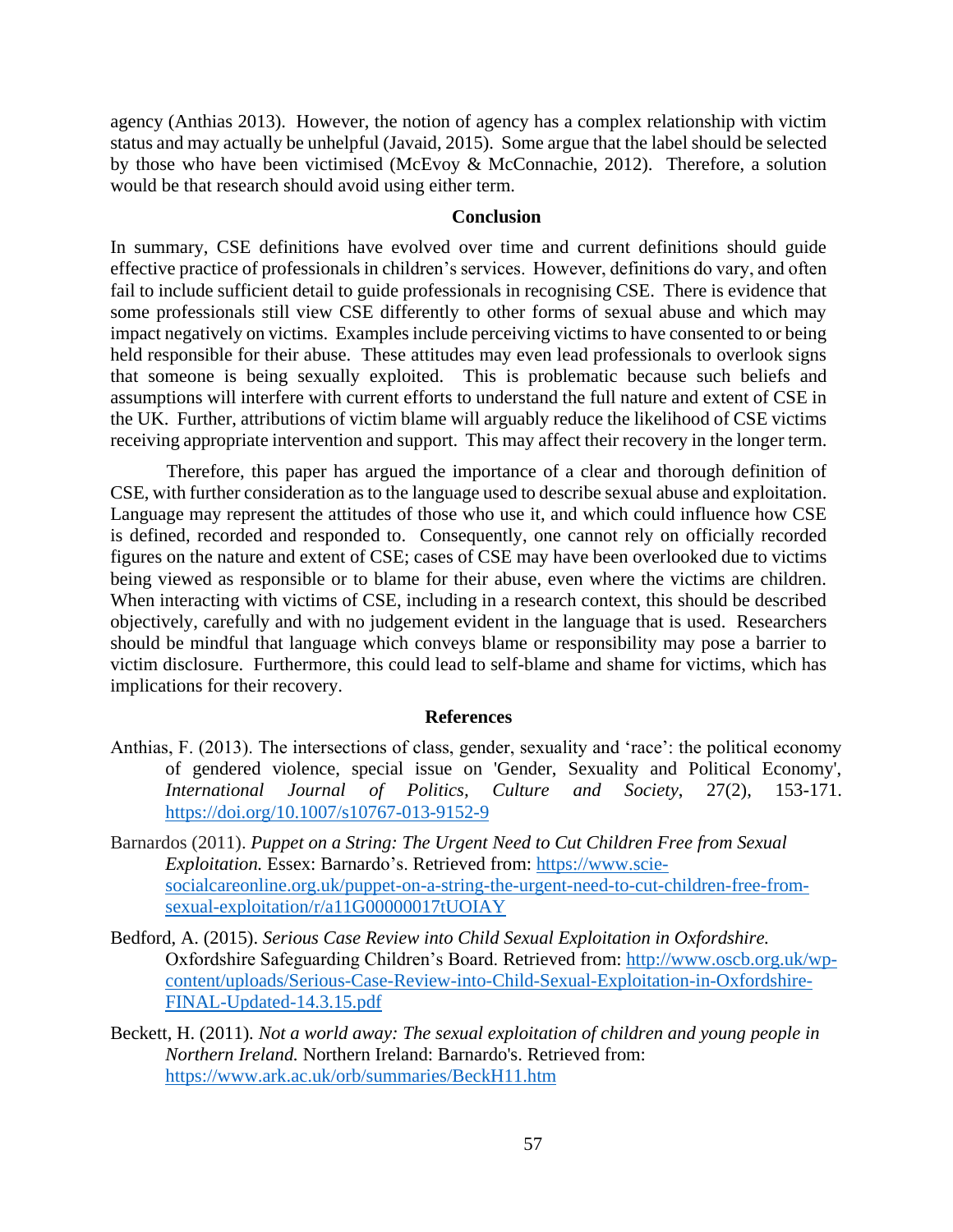agency (Anthias 2013). However, the notion of agency has a complex relationship with victim status and may actually be unhelpful (Javaid, 2015). Some argue that the label should be selected by those who have been victimised (McEvoy & McConnachie, 2012). Therefore, a solution would be that research should avoid using either term.

## Conclusion

In summary, CSE definitions have evolved over time and current definitions should guide effective practice of professionals in children's services. However, definitions do vary, and often fail to include sufficient detail to guide professionals in recognising CSE. There is evidence that some professionals still view CSE differently to other forms of sexual abuse and which may impact negatively on victims. Examples include perceiving victims to have consented to or being held responsible for their abuse. These attitudes may even lead professionals to overlook signs that someone is being sexually exploited. This is problematic because such beliefs and assumptions will interfere with current efforts to understand the full nature and extent of CSE in the UK. Further, attributions of victim blame will arguably reduce the likelihood of CSE victims receiving appropriate intervention and support. This may affect their recovery in the longer term.

Therefore, this paper has argued the importance of a clear and thorough definition of CSE, with further consideration as to the language used to describe sexual abuse and exploitation. Language may represent the attitudes of those who use it, and which could influence how CSE is defined, recorded and responded to. Consequently, one cannot rely on officially recorded figures on the nature and extent of CSE; cases of CSE may have been overlooked due to victims being viewed as responsible or to blame for their abuse, even where the victims are children. When interacting with victims of CSE, including in a research context, this should be described objectively, carefully and with no judgement evident in the language that is used. Researchers should be mindful that language which conveys blame or responsibility may pose a barrier to victim disclosure. Furthermore, this could lead to self-blame and shame for victims, which has implications for their recovery.

## References

Anthias, F. (2013). The intersections of class, gender, sexuality and 'race': the political economy of gendered violence, special issue on 'Gender, Sexuality and Political Economy', *International Journal of Politics, Culture and Society*, 27(2), 153-171. https://doi.org/10.1007/s10767-013-9152-9

Barnardos (2011). *Puppet on a String: The Urgent Need to Cut Children Free from Sexual Exploitation.* Essex: Barnardo's. Retrieved from: https://www.scie-socialcareonline.org.uk/puppet-on-a-string-the-urgent-need-to-cut-children-free-from-sexual-exploitation/r/a11G00000017tUOIAY

Bedford, A. (2015). *Serious Case Review into Child Sexual Exploitation in Oxfordshire.* Oxfordshire Safeguarding Children's Board. Retrieved from: http://www.oscb.org.uk/wp-content/uploads/Serious-Case-Review-into-Child-Sexual-Exploitation-in-Oxfordshire-FINAL-Updated-14.3.15.pdf

Beckett, H. (2011). *Not a world away: The sexual exploitation of children and young people in Northern Ireland.* Northern Ireland: Barnardo's. Retrieved from: https://www.ark.ac.uk/orb/summaries/BeckH11.htm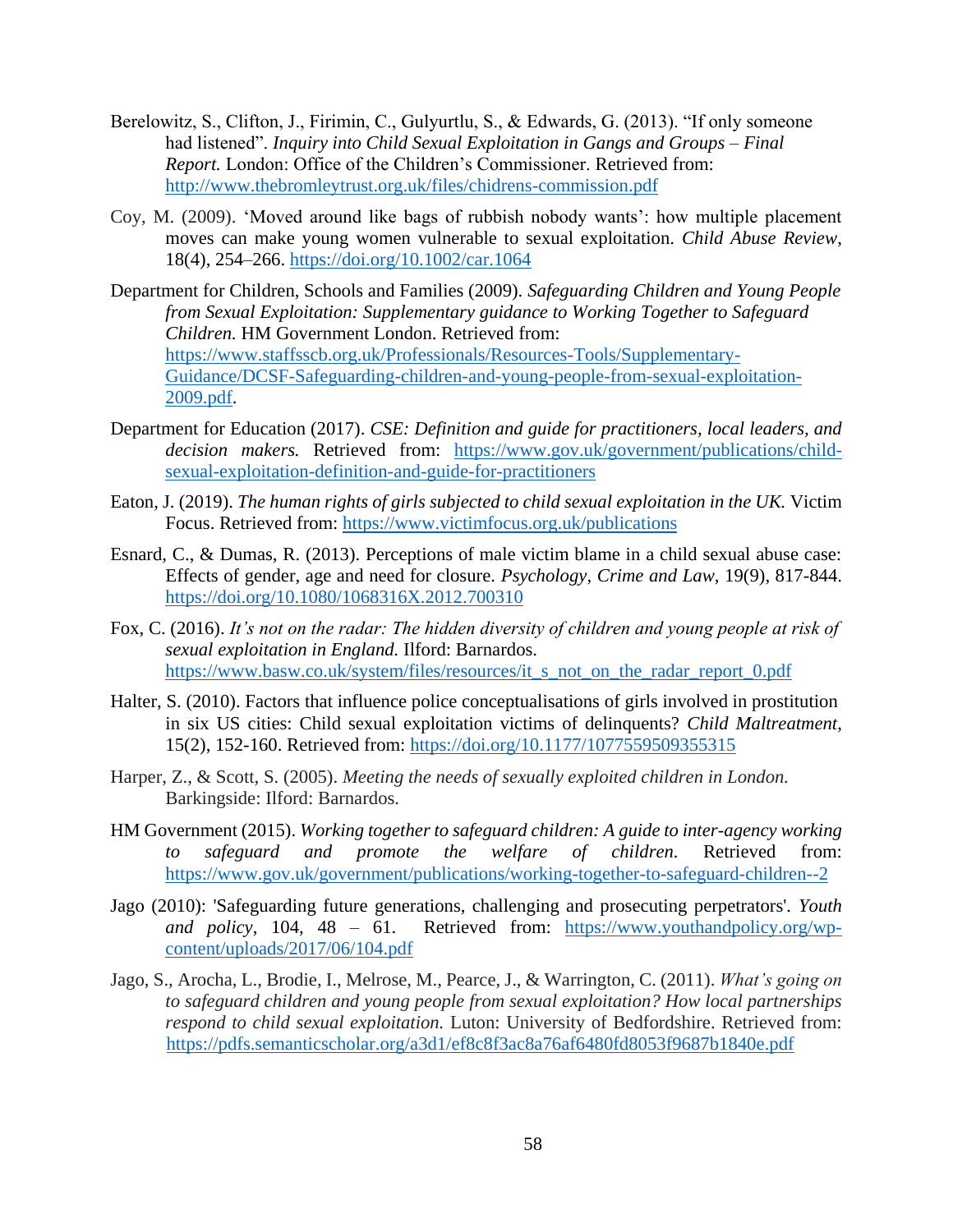Berelowitz, S., Clifton, J., Firimin, C., Gulyurtlu, S., & Edwards, G. (2013). "If only someone had listened". *Inquiry into Child Sexual Exploitation in Gangs and Groups – Final Report.* London: Office of the Children's Commissioner. Retrieved from: http://www.thebromleytrust.org.uk/files/chidrens-commission.pdf

Coy, M. (2009). 'Moved around like bags of rubbish nobody wants': how multiple placement moves can make young women vulnerable to sexual exploitation. *Child Abuse Review*, 18(4), 254–266. https://doi.org/10.1002/car.1064

Department for Children, Schools and Families (2009). *Safeguarding Children and Young People from Sexual Exploitation: Supplementary guidance to Working Together to Safeguard Children.* HM Government London. Retrieved from: https://www.staffsscb.org.uk/Professionals/Resources-Tools/Supplementary-Guidance/DCSF-Safeguarding-children-and-young-people-from-sexual-exploitation-2009.pdf.

Department for Education (2017). *CSE: Definition and guide for practitioners, local leaders, and decision makers.* Retrieved from: https://www.gov.uk/government/publications/child-sexual-exploitation-definition-and-guide-for-practitioners

Eaton, J. (2019). *The human rights of girls subjected to child sexual exploitation in the UK.* Victim Focus. Retrieved from: https://www.victimfocus.org.uk/publications

Esnard, C., & Dumas, R. (2013). Perceptions of male victim blame in a child sexual abuse case: Effects of gender, age and need for closure. *Psychology, Crime and Law*, 19(9), 817-844. https://doi.org/10.1080/1068316X.2012.700310

Fox, C. (2016). *It's not on the radar: The hidden diversity of children and young people at risk of sexual exploitation in England.* Ilford: Barnardos. https://www.basw.co.uk/system/files/resources/it_s_not_on_the_radar_report_0.pdf

Halter, S. (2010). Factors that influence police conceptualisations of girls involved in prostitution in six US cities: Child sexual exploitation victims of delinquents? *Child Maltreatment*, 15(2), 152-160. Retrieved from: https://doi.org/10.1177/1077559509355315

Harper, Z., & Scott, S. (2005). *Meeting the needs of sexually exploited children in London.* Barkingside: Ilford: Barnardos.

HM Government (2015). *Working together to safeguard children: A guide to inter-agency working to safeguard and promote the welfare of children.* Retrieved from: https://www.gov.uk/government/publications/working-together-to-safeguard-children--2

Jago (2010): 'Safeguarding future generations, challenging and prosecuting perpetrators'. *Youth and policy*, 104, 48 – 61. Retrieved from: https://www.youthandpolicy.org/wp-content/uploads/2017/06/104.pdf

Jago, S., Arocha, L., Brodie, I., Melrose, M., Pearce, J., & Warrington, C. (2011). *What's going on to safeguard children and young people from sexual exploitation? How local partnerships respond to child sexual exploitation.* Luton: University of Bedfordshire. Retrieved from: https://pdfs.semanticscholar.org/a3d1/ef8c8f3ac8a76af6480fd8053f9687b1840e.pdf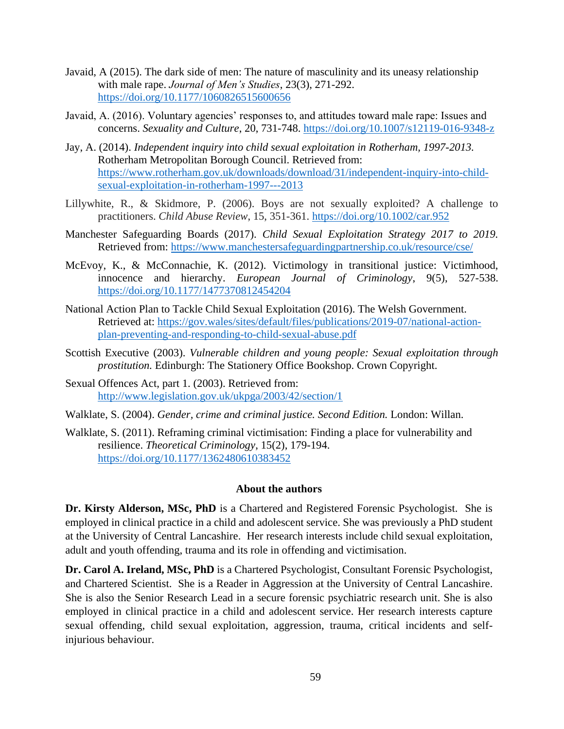Javaid, A (2015). The dark side of men: The nature of masculinity and its uneasy relationship with male rape. *Journal of Men's Studies*, 23(3), 271-292. https://doi.org/10.1177/1060826515600656

Javaid, A. (2016). Voluntary agencies' responses to, and attitudes toward male rape: Issues and concerns. *Sexuality and Culture*, 20, 731-748. https://doi.org/10.1007/s12119-016-9348-z

Jay, A. (2014). *Independent inquiry into child sexual exploitation in Rotherham, 1997-2013.* Rotherham Metropolitan Borough Council. Retrieved from: https://www.rotherham.gov.uk/downloads/download/31/independent-inquiry-into-child-sexual-exploitation-in-rotherham-1997---2013

Lillywhite, R., & Skidmore, P. (2006). Boys are not sexually exploited? A challenge to practitioners. *Child Abuse Review*, 15, 351-361. https://doi.org/10.1002/car.952

Manchester Safeguarding Boards (2017). *Child Sexual Exploitation Strategy 2017 to 2019.* Retrieved from: https://www.manchestersafeguardingpartnership.co.uk/resource/cse/

McEvoy, K., & McConnachie, K. (2012). Victimology in transitional justice: Victimhood, innocence and hierarchy. *European Journal of Criminology*, 9(5), 527-538. https://doi.org/10.1177/1477370812454204

National Action Plan to Tackle Child Sexual Exploitation (2016). The Welsh Government. Retrieved at: https://gov.wales/sites/default/files/publications/2019-07/national-action-plan-preventing-and-responding-to-child-sexual-abuse.pdf

Scottish Executive (2003). *Vulnerable children and young people: Sexual exploitation through prostitution.* Edinburgh: The Stationery Office Bookshop. Crown Copyright.

Sexual Offences Act, part 1. (2003). Retrieved from: http://www.legislation.gov.uk/ukpga/2003/42/section/1

Walklate, S. (2004). *Gender, crime and criminal justice. Second Edition.* London: Willan.

Walklate, S. (2011). Reframing criminal victimisation: Finding a place for vulnerability and resilience. *Theoretical Criminology*, 15(2), 179-194. https://doi.org/10.1177/1362480610383452

## About the authors

**Dr. Kirsty Alderson, MSc, PhD** is a Chartered and Registered Forensic Psychologist. She is employed in clinical practice in a child and adolescent service. She was previously a PhD student at the University of Central Lancashire. Her research interests include child sexual exploitation, adult and youth offending, trauma and its role in offending and victimisation.

**Dr. Carol A. Ireland, MSc, PhD** is a Chartered Psychologist, Consultant Forensic Psychologist, and Chartered Scientist. She is a Reader in Aggression at the University of Central Lancashire. She is also the Senior Research Lead in a secure forensic psychiatric research unit. She is also employed in clinical practice in a child and adolescent service. Her research interests capture sexual offending, child sexual exploitation, aggression, trauma, critical incidents and self-injurious behaviour.